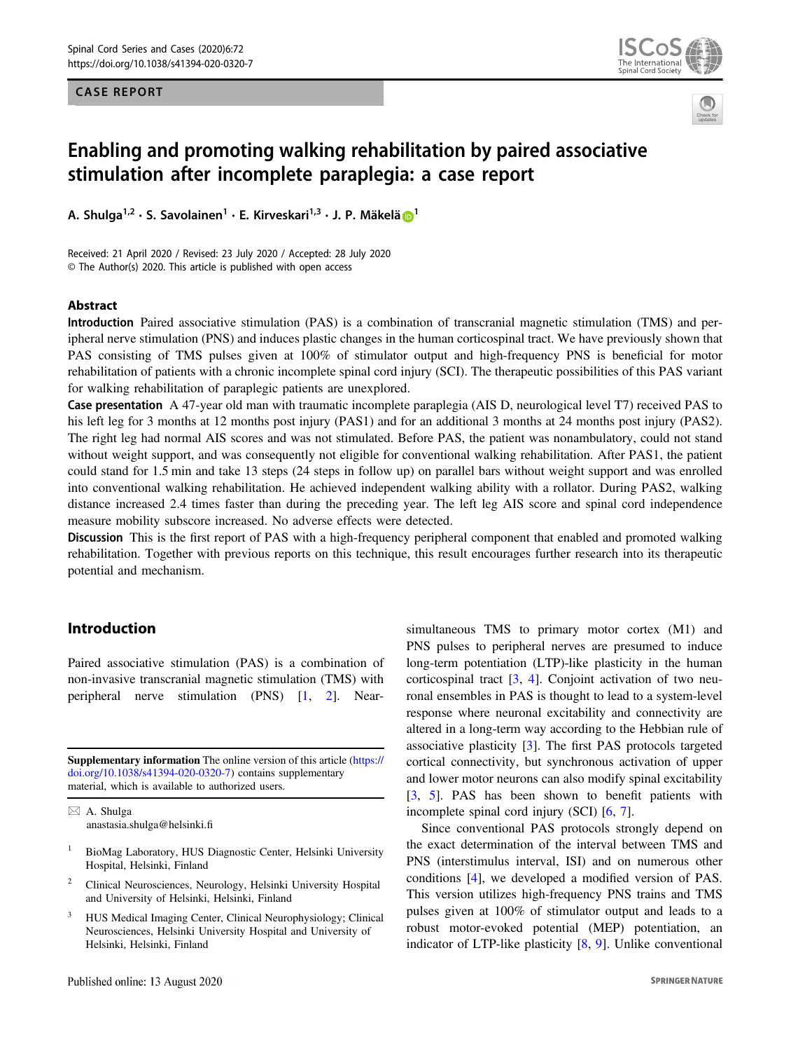CASE REPORT

# Enabling and promoting walking rehabilitation by paired associative stimulation after incomplete paraplegia: a case report

A. Shulga[1,2] · S. Savolainen[1] · E. Kirveskari[1,3] · J. P. Mäkelä[1]

Received: 21 April 2020 / Revised: 23 July 2020 / Accepted: 28 July 2020
© The Author(s) 2020. This article is published with open access

## Abstract

**Introduction** Paired associative stimulation (PAS) is a combination of transcranial magnetic stimulation (TMS) and peripheral nerve stimulation (PNS) and induces plastic changes in the human corticospinal tract. We have previously shown that PAS consisting of TMS pulses given at 100% of stimulator output and high-frequency PNS is beneficial for motor rehabilitation of patients with a chronic incomplete spinal cord injury (SCI). The therapeutic possibilities of this PAS variant for walking rehabilitation of paraplegic patients are unexplored.

**Case presentation** A 47-year old man with traumatic incomplete paraplegia (AIS D, neurological level T7) received PAS to his left leg for 3 months at 12 months post injury (PAS1) and for an additional 3 months at 24 months post injury (PAS2). The right leg had normal AIS scores and was not stimulated. Before PAS, the patient was nonambulatory, could not stand without weight support, and was consequently not eligible for conventional walking rehabilitation. After PAS1, the patient could stand for 1.5 min and take 13 steps (24 steps in follow up) on parallel bars without weight support and was enrolled into conventional walking rehabilitation. He achieved independent walking ability with a rollator. During PAS2, walking distance increased 2.4 times faster than during the preceding year. The left leg AIS score and spinal cord independence measure mobility subscore increased. No adverse effects were detected.

**Discussion** This is the first report of PAS with a high-frequency peripheral component that enabled and promoted walking rehabilitation. Together with previous reports on this technique, this result encourages further research into its therapeutic potential and mechanism.

## Introduction

Paired associative stimulation (PAS) is a combination of non-invasive transcranial magnetic stimulation (TMS) with peripheral nerve stimulation (PNS) [1, 2]. Near-simultaneous TMS to primary motor cortex (M1) and PNS pulses to peripheral nerves are presumed to induce long-term potentiation (LTP)-like plasticity in the human corticospinal tract [3, 4]. Conjoint activation of two neuronal ensembles in PAS is thought to lead to a system-level response where neuronal excitability and connectivity are altered in a long-term way according to the Hebbian rule of associative plasticity [3]. The first PAS protocols targeted cortical connectivity, but synchronous activation of upper and lower motor neurons can also modify spinal excitability [3, 5]. PAS has been shown to benefit patients with incomplete spinal cord injury (SCI) [6, 7].

Since conventional PAS protocols strongly depend on the exact determination of the interval between TMS and PNS (interstimulus interval, ISI) and on numerous other conditions [4], we developed a modified version of PAS. This version utilizes high-frequency PNS trains and TMS pulses given at 100% of stimulator output and leads to a robust motor-evoked potential (MEP) potentiation, an indicator of LTP-like plasticity [8, 9]. Unlike conventional

**Supplementary information** The online version of this article (https://doi.org/10.1038/s41394-020-0320-7) contains supplementary material, which is available to authorized users.

✉ A. Shulga
anastasia.shulga@helsinki.fi

[1] BioMag Laboratory, HUS Diagnostic Center, Helsinki University Hospital, Helsinki, Finland

[2] Clinical Neurosciences, Neurology, Helsinki University Hospital and University of Helsinki, Helsinki, Finland

[3] HUS Medical Imaging Center, Clinical Neurophysiology; Clinical Neurosciences, Helsinki University Hospital and University of Helsinki, Helsinki, Finland

Published online: 13 August 2020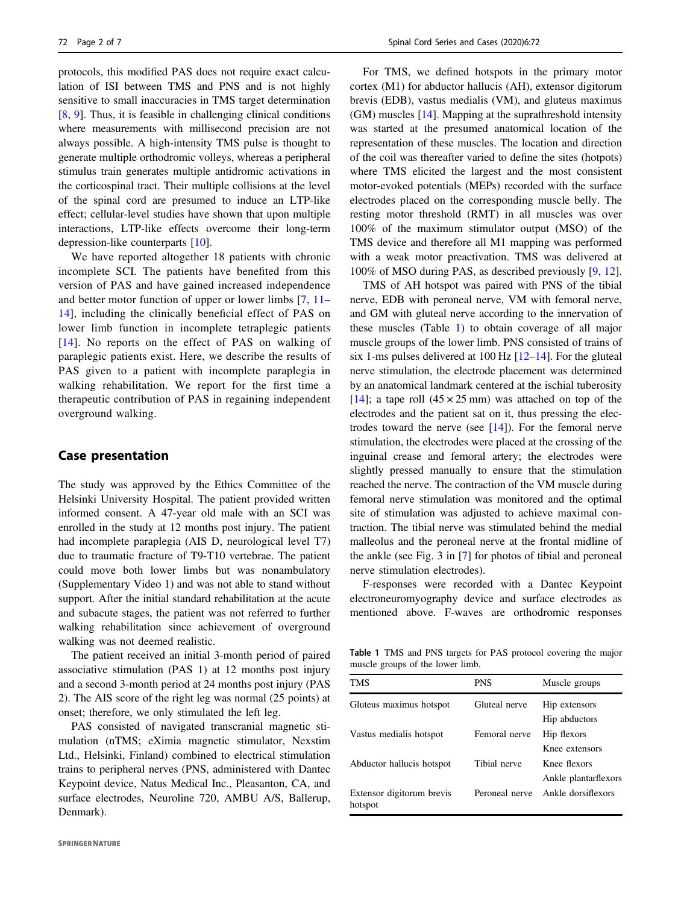protocols, this modified PAS does not require exact calculation of ISI between TMS and PNS and is not highly sensitive to small inaccuracies in TMS target determination [8, 9]. Thus, it is feasible in challenging clinical conditions where measurements with millisecond precision are not always possible. A high-intensity TMS pulse is thought to generate multiple orthodromic volleys, whereas a peripheral stimulus train generates multiple antidromic activations in the corticospinal tract. Their multiple collisions at the level of the spinal cord are presumed to induce an LTP-like effect; cellular-level studies have shown that upon multiple interactions, LTP-like effects overcome their long-term depression-like counterparts [10].

We have reported altogether 18 patients with chronic incomplete SCI. The patients have benefited from this version of PAS and have gained increased independence and better motor function of upper or lower limbs [7, 11–14], including the clinically beneficial effect of PAS on lower limb function in incomplete tetraplegic patients [14]. No reports on the effect of PAS on walking of paraplegic patients exist. Here, we describe the results of PAS given to a patient with incomplete paraplegia in walking rehabilitation. We report for the first time a therapeutic contribution of PAS in regaining independent overground walking.

## Case presentation

The study was approved by the Ethics Committee of the Helsinki University Hospital. The patient provided written informed consent. A 47-year old male with an SCI was enrolled in the study at 12 months post injury. The patient had incomplete paraplegia (AIS D, neurological level T7) due to traumatic fracture of T9-T10 vertebrae. The patient could move both lower limbs but was nonambulatory (Supplementary Video 1) and was not able to stand without support. After the initial standard rehabilitation at the acute and subacute stages, the patient was not referred to further walking rehabilitation since achievement of overground walking was not deemed realistic.

The patient received an initial 3-month period of paired associative stimulation (PAS 1) at 12 months post injury and a second 3-month period at 24 months post injury (PAS 2). The AIS score of the right leg was normal (25 points) at onset; therefore, we only stimulated the left leg.

PAS consisted of navigated transcranial magnetic stimulation (nTMS; eXimia magnetic stimulator, Nexstim Ltd., Helsinki, Finland) combined to electrical stimulation trains to peripheral nerves (PNS, administered with Dantec Keypoint device, Natus Medical Inc., Pleasanton, CA, and surface electrodes, Neuroline 720, AMBU A/S, Ballerup, Denmark).

For TMS, we defined hotspots in the primary motor cortex (M1) for abductor hallucis (AH), extensor digitorum brevis (EDB), vastus medialis (VM), and gluteus maximus (GM) muscles [14]. Mapping at the suprathreshold intensity was started at the presumed anatomical location of the representation of these muscles. The location and direction of the coil was thereafter varied to define the sites (hotpots) where TMS elicited the largest and the most consistent motor-evoked potentials (MEPs) recorded with the surface electrodes placed on the corresponding muscle belly. The resting motor threshold (RMT) in all muscles was over 100% of the maximum stimulator output (MSO) of the TMS device and therefore all M1 mapping was performed with a weak motor preactivation. TMS was delivered at 100% of MSO during PAS, as described previously [9, 12].

TMS of AH hotspot was paired with PNS of the tibial nerve, EDB with peroneal nerve, VM with femoral nerve, and GM with gluteal nerve according to the innervation of these muscles (Table 1) to obtain coverage of all major muscle groups of the lower limb. PNS consisted of trains of six 1-ms pulses delivered at 100 Hz [12–14]. For the gluteal nerve stimulation, the electrode placement was determined by an anatomical landmark centered at the ischial tuberosity [14]; a tape roll ($45 \times 25$ mm) was attached on top of the electrodes and the patient sat on it, thus pressing the electrodes toward the nerve (see [14]). For the femoral nerve stimulation, the electrodes were placed at the crossing of the inguinal crease and femoral artery; the electrodes were slightly pressed manually to ensure that the stimulation reached the nerve. The contraction of the VM muscle during femoral nerve stimulation was monitored and the optimal site of stimulation was adjusted to achieve maximal contraction. The tibial nerve was stimulated behind the medial malleolus and the peroneal nerve at the frontal midline of the ankle (see Fig. 3 in [7] for photos of tibial and peroneal nerve stimulation electrodes).

F-responses were recorded with a Dantec Keypoint electroneuromyography device and surface electrodes as mentioned above. F-waves are orthodromic responses

**Table 1** TMS and PNS targets for PAS protocol covering the major muscle groups of the lower limb.

| TMS | PNS | Muscle groups |
|---|---|---|
| Gluteus maximus hotspot | Gluteal nerve | Hip extensors |
| | | Hip abductors |
| Vastus medialis hotspot | Femoral nerve | Hip flexors |
| | | Knee extensors |
| Abductor hallucis hotspot | Tibial nerve | Knee flexors |
| | | Ankle plantarflexors |
| Extensor digitorum brevis hotspot | Peroneal nerve | Ankle dorsiflexors |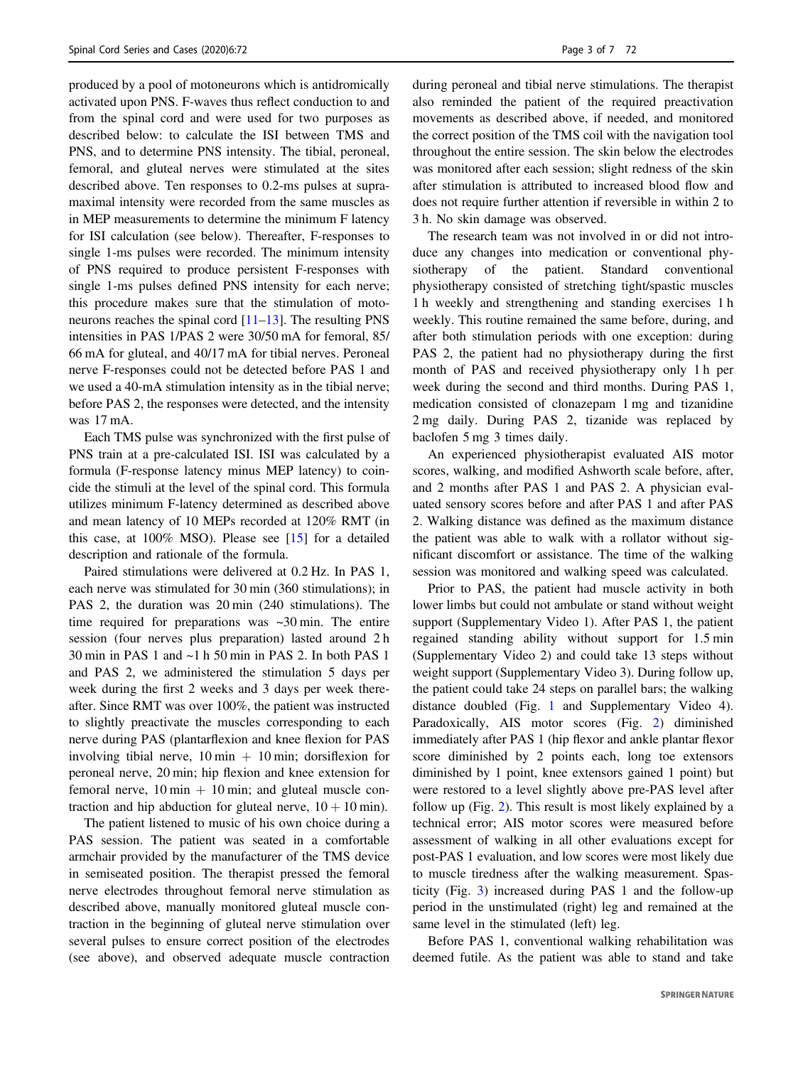produced by a pool of motoneurons which is antidromically activated upon PNS. F-waves thus reflect conduction to and from the spinal cord and were used for two purposes as described below: to calculate the ISI between TMS and PNS, and to determine PNS intensity. The tibial, peroneal, femoral, and gluteal nerves were stimulated at the sites described above. Ten responses to 0.2-ms pulses at supramaximal intensity were recorded from the same muscles as in MEP measurements to determine the minimum F latency for ISI calculation (see below). Thereafter, F-responses to single 1-ms pulses were recorded. The minimum intensity of PNS required to produce persistent F-responses with single 1-ms pulses defined PNS intensity for each nerve; this procedure makes sure that the stimulation of motoneurons reaches the spinal cord [11–13]. The resulting PNS intensities in PAS 1/PAS 2 were 30/50 mA for femoral, 85/66 mA for gluteal, and 40/17 mA for tibial nerves. Peroneal nerve F-responses could not be detected before PAS 1 and we used a 40-mA stimulation intensity as in the tibial nerve; before PAS 2, the responses were detected, and the intensity was 17 mA.

Each TMS pulse was synchronized with the first pulse of PNS train at a pre-calculated ISI. ISI was calculated by a formula (F-response latency minus MEP latency) to coincide the stimuli at the level of the spinal cord. This formula utilizes minimum F-latency determined as described above and mean latency of 10 MEPs recorded at 120% RMT (in this case, at 100% MSO). Please see [15] for a detailed description and rationale of the formula.

Paired stimulations were delivered at 0.2 Hz. In PAS 1, each nerve was stimulated for 30 min (360 stimulations); in PAS 2, the duration was 20 min (240 stimulations). The time required for preparations was ~30 min. The entire session (four nerves plus preparation) lasted around 2 h 30 min in PAS 1 and ~1 h 50 min in PAS 2. In both PAS 1 and PAS 2, we administered the stimulation 5 days per week during the first 2 weeks and 3 days per week thereafter. Since RMT was over 100%, the patient was instructed to slightly preactivate the muscles corresponding to each nerve during PAS (plantarflexion and knee flexion for PAS involving tibial nerve, 10 min + 10 min; dorsiflexion for peroneal nerve, 20 min; hip flexion and knee extension for femoral nerve, 10 min + 10 min; and gluteal muscle contraction and hip abduction for gluteal nerve, 10 + 10 min).

The patient listened to music of his own choice during a PAS session. The patient was seated in a comfortable armchair provided by the manufacturer of the TMS device in semiseated position. The therapist pressed the femoral nerve electrodes throughout femoral nerve stimulation as described above, manually monitored gluteal muscle contraction in the beginning of gluteal nerve stimulation over several pulses to ensure correct position of the electrodes (see above), and observed adequate muscle contraction during peroneal and tibial nerve stimulations. The therapist also reminded the patient of the required preactivation movements as described above, if needed, and monitored the correct position of the TMS coil with the navigation tool throughout the entire session. The skin below the electrodes was monitored after each session; slight redness of the skin after stimulation is attributed to increased blood flow and does not require further attention if reversible in within 2 to 3 h. No skin damage was observed.

The research team was not involved in or did not introduce any changes into medication or conventional physiotherapy of the patient. Standard conventional physiotherapy consisted of stretching tight/spastic muscles 1 h weekly and strengthening and standing exercises 1 h weekly. This routine remained the same before, during, and after both stimulation periods with one exception: during PAS 2, the patient had no physiotherapy during the first month of PAS and received physiotherapy only 1 h per week during the second and third months. During PAS 1, medication consisted of clonazepam 1 mg and tizanidine 2 mg daily. During PAS 2, tizanide was replaced by baclofen 5 mg 3 times daily.

An experienced physiotherapist evaluated AIS motor scores, walking, and modified Ashworth scale before, after, and 2 months after PAS 1 and PAS 2. A physician evaluated sensory scores before and after PAS 1 and after PAS 2. Walking distance was defined as the maximum distance the patient was able to walk with a rollator without significant discomfort or assistance. The time of the walking session was monitored and walking speed was calculated.

Prior to PAS, the patient had muscle activity in both lower limbs but could not ambulate or stand without weight support (Supplementary Video 1). After PAS 1, the patient regained standing ability without support for 1.5 min (Supplementary Video 2) and could take 13 steps without weight support (Supplementary Video 3). During follow up, the patient could take 24 steps on parallel bars; the walking distance doubled (Fig. 1 and Supplementary Video 4). Paradoxically, AIS motor scores (Fig. 2) diminished immediately after PAS 1 (hip flexor and ankle plantar flexor score diminished by 2 points each, long toe extensors diminished by 1 point, knee extensors gained 1 point) but were restored to a level slightly above pre-PAS level after follow up (Fig. 2). This result is most likely explained by a technical error; AIS motor scores were measured before assessment of walking in all other evaluations except for post-PAS 1 evaluation, and low scores were most likely due to muscle tiredness after the walking measurement. Spasticity (Fig. 3) increased during PAS 1 and the follow-up period in the unstimulated (right) leg and remained at the same level in the stimulated (left) leg.

Before PAS 1, conventional walking rehabilitation was deemed futile. As the patient was able to stand and take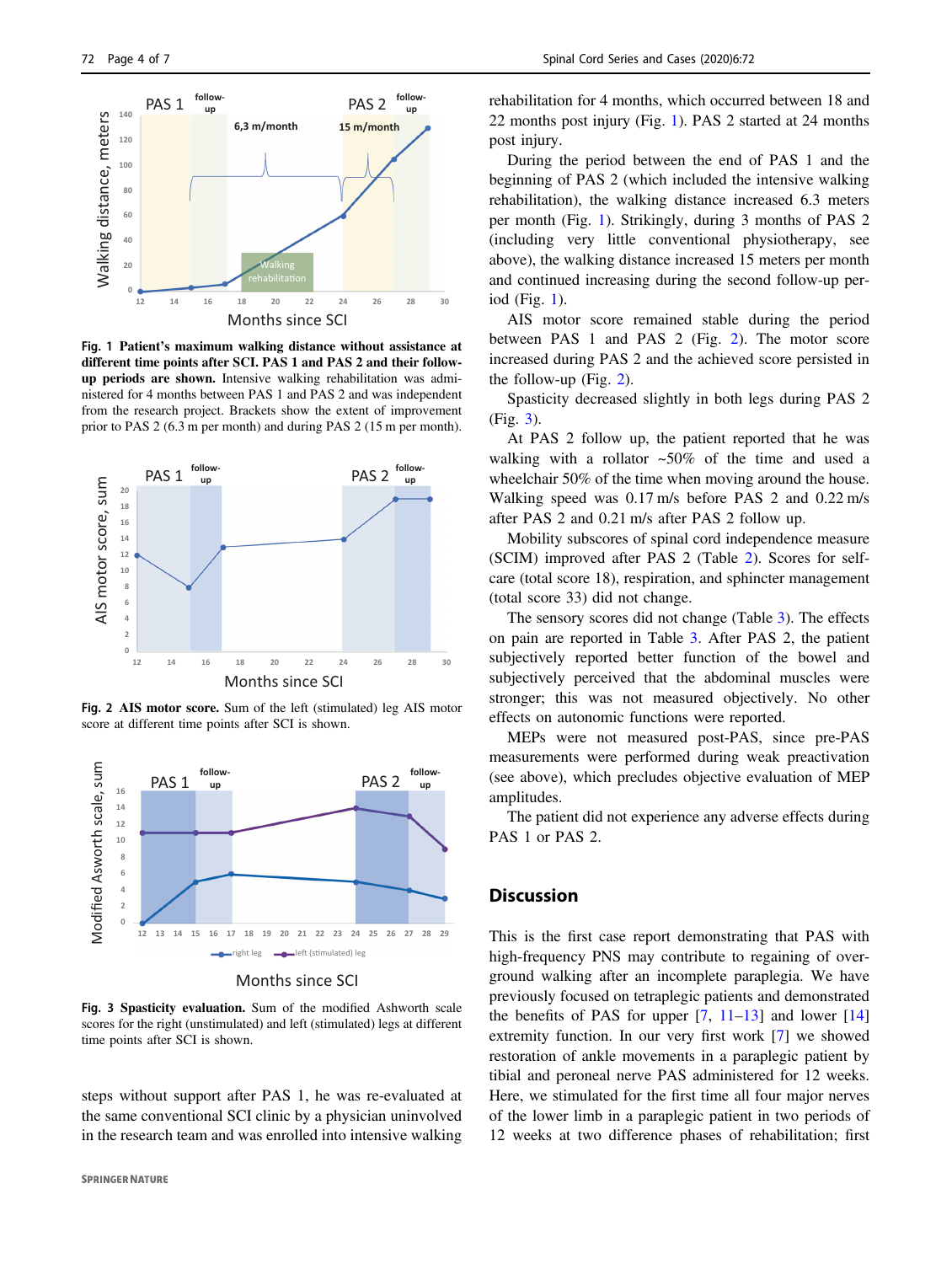**Fig. 1 Patient's maximum walking distance without assistance at different time points after SCI. PAS 1 and PAS 2 and their follow-up periods are shown.** Intensive walking rehabilitation was administered for 4 months between PAS 1 and PAS 2 and was independent from the research project. Brackets show the extent of improvement prior to PAS 2 (6.3 m per month) and during PAS 2 (15 m per month).

**Fig. 2 AIS motor score.** Sum of the left (stimulated) leg AIS motor score at different time points after SCI is shown.

**Fig. 3 Spasticity evaluation.** Sum of the modified Ashworth scale scores for the right (unstimulated) and left (stimulated) legs at different time points after SCI is shown.

steps without support after PAS 1, he was re-evaluated at the same conventional SCI clinic by a physician uninvolved in the research team and was enrolled into intensive walking rehabilitation for 4 months, which occurred between 18 and 22 months post injury (Fig. 1). PAS 2 started at 24 months post injury.

During the period between the end of PAS 1 and the beginning of PAS 2 (which included the intensive walking rehabilitation), the walking distance increased 6.3 meters per month (Fig. 1). Strikingly, during 3 months of PAS 2 (including very little conventional physiotherapy, see above), the walking distance increased 15 meters per month and continued increasing during the second follow-up period (Fig. 1).

AIS motor score remained stable during the period between PAS 1 and PAS 2 (Fig. 2). The motor score increased during PAS 2 and the achieved score persisted in the follow-up (Fig. 2).

Spasticity decreased slightly in both legs during PAS 2 (Fig. 3).

At PAS 2 follow up, the patient reported that he was walking with a rollator ~50% of the time and used a wheelchair 50% of the time when moving around the house. Walking speed was 0.17 m/s before PAS 2 and 0.22 m/s after PAS 2 and 0.21 m/s after PAS 2 follow up.

Mobility subscores of spinal cord independence measure (SCIM) improved after PAS 2 (Table 2). Scores for self-care (total score 18), respiration, and sphincter management (total score 33) did not change.

The sensory scores did not change (Table 3). The effects on pain are reported in Table 3. After PAS 2, the patient subjectively reported better function of the bowel and subjectively perceived that the abdominal muscles were stronger; this was not measured objectively. No other effects on autonomic functions were reported.

MEPs were not measured post-PAS, since pre-PAS measurements were performed during weak preactivation (see above), which precludes objective evaluation of MEP amplitudes.

The patient did not experience any adverse effects during PAS 1 or PAS 2.

## Discussion

This is the first case report demonstrating that PAS with high-frequency PNS may contribute to regaining of overground walking after an incomplete paraplegia. We have previously focused on tetraplegic patients and demonstrated the benefits of PAS for upper [7, 11–13] and lower [14] extremity function. In our very first work [7] we showed restoration of ankle movements in a paraplegic patient by tibial and peroneal nerve PAS administered for 12 weeks. Here, we stimulated for the first time all four major nerves of the lower limb in a paraplegic patient in two periods of 12 weeks at two difference phases of rehabilitation; first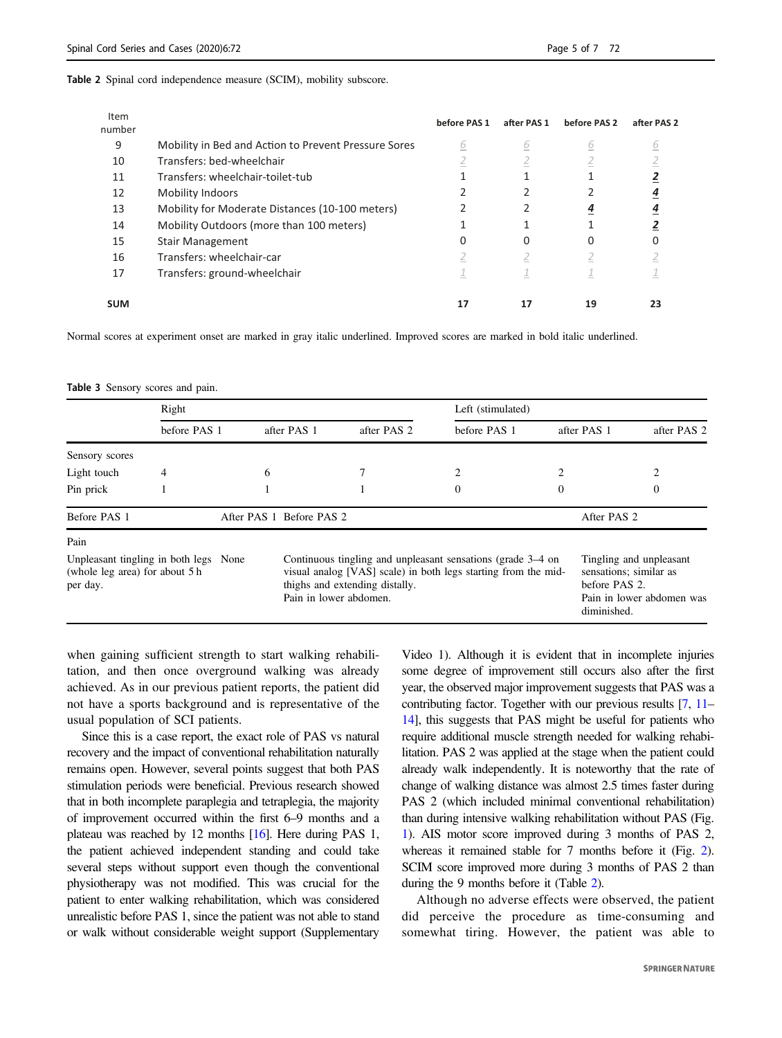**Table 2** Spinal cord independence measure (SCIM), mobility subscore.

| Item number | | before PAS 1 | after PAS 1 | before PAS 2 | after PAS 2 |
|---|---|---|---|---|---|
| 9 | Mobility in Bed and Action to Prevent Pressure Sores | *6* | *6* | *6* | *6* |
| 10 | Transfers: bed-wheelchair | *2* | *2* | *2* | *2* |
| 11 | Transfers: wheelchair-toilet-tub | 1 | 1 | 1 | ***2*** |
| 12 | Mobility Indoors | 2 | 2 | 2 | ***4*** |
| 13 | Mobility for Moderate Distances (10-100 meters) | 2 | 2 | ***4*** | ***4*** |
| 14 | Mobility Outdoors (more than 100 meters) | 1 | 1 | 1 | ***2*** |
| 15 | Stair Management | 0 | 0 | 0 | 0 |
| 16 | Transfers: wheelchair-car | *2* | *2* | *2* | *2* |
| 17 | Transfers: ground-wheelchair | *1* | *1* | *1* | *1* |
| **SUM** | | **17** | **17** | **19** | **23** |

Normal scores at experiment onset are marked in gray italic underlined. Improved scores are marked in bold italic underlined.

**Table 3** Sensory scores and pain.

| | Right | | | Left (stimulated) | | |
|---|---|---|---|---|---|---|
| | before PAS 1 | after PAS 1 | after PAS 2 | before PAS 1 | after PAS 1 | after PAS 2 |
| Sensory scores | | | | | | |
| Light touch | 4 | 6 | 7 | 2 | 2 | 2 |
| Pin prick | 1 | 1 | 1 | 0 | 0 | 0 |

| Before PAS 1 | After PAS 1 | Before PAS 2 | After PAS 2 |
|---|---|---|---|
| Pain | | | |
| Unpleasant tingling in both legs (whole leg area) for about 5 h per day. | None | Continuous tingling and unpleasant sensations (grade 3–4 on visual analog [VAS] scale) in both legs starting from the mid-thighs and extending distally. Pain in lower abdomen. | Tingling and unpleasant sensations; similar as before PAS 2. Pain in lower abdomen was diminished. |

when gaining sufficient strength to start walking rehabilitation, and then once overground walking was already achieved. As in our previous patient reports, the patient did not have a sports background and is representative of the usual population of SCI patients.

Since this is a case report, the exact role of PAS vs natural recovery and the impact of conventional rehabilitation naturally remains open. However, several points suggest that both PAS stimulation periods were beneficial. Previous research showed that in both incomplete paraplegia and tetraplegia, the majority of improvement occurred within the first 6–9 months and a plateau was reached by 12 months [16]. Here during PAS 1, the patient achieved independent standing and could take several steps without support even though the conventional physiotherapy was not modified. This was crucial for the patient to enter walking rehabilitation, which was considered unrealistic before PAS 1, since the patient was not able to stand or walk without considerable weight support (Supplementary Video 1). Although it is evident that in incomplete injuries some degree of improvement still occurs also after the first year, the observed major improvement suggests that PAS was a contributing factor. Together with our previous results [7, 11–14], this suggests that PAS might be useful for patients who require additional muscle strength needed for walking rehabilitation. PAS 2 was applied at the stage when the patient could already walk independently. It is noteworthy that the rate of change of walking distance was almost 2.5 times faster during PAS 2 (which included minimal conventional rehabilitation) than during intensive walking rehabilitation without PAS (Fig. 1). AIS motor score improved during 3 months of PAS 2, whereas it remained stable for 7 months before it (Fig. 2). SCIM score improved more during 3 months of PAS 2 than during the 9 months before it (Table 2).

Although no adverse effects were observed, the patient did perceive the procedure as time-consuming and somewhat tiring. However, the patient was able to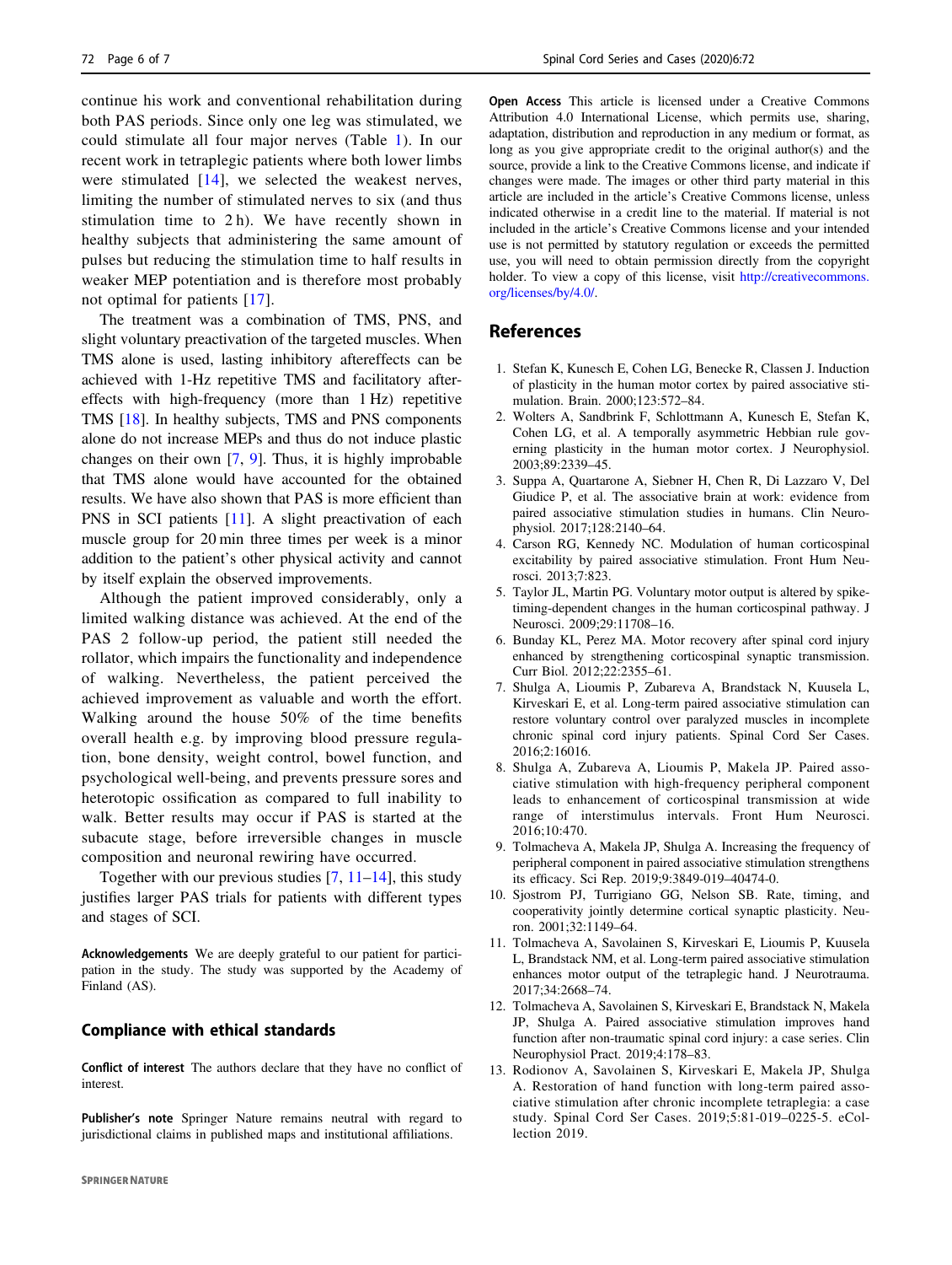continue his work and conventional rehabilitation during both PAS periods. Since only one leg was stimulated, we could stimulate all four major nerves (Table 1). In our recent work in tetraplegic patients where both lower limbs were stimulated [14], we selected the weakest nerves, limiting the number of stimulated nerves to six (and thus stimulation time to 2 h). We have recently shown in healthy subjects that administering the same amount of pulses but reducing the stimulation time to half results in weaker MEP potentiation and is therefore most probably not optimal for patients [17].

The treatment was a combination of TMS, PNS, and slight voluntary preactivation of the targeted muscles. When TMS alone is used, lasting inhibitory aftereffects can be achieved with 1-Hz repetitive TMS and facilitatory aftereffects with high-frequency (more than 1 Hz) repetitive TMS [18]. In healthy subjects, TMS and PNS components alone do not increase MEPs and thus do not induce plastic changes on their own [7, 9]. Thus, it is highly improbable that TMS alone would have accounted for the obtained results. We have also shown that PAS is more efficient than PNS in SCI patients [11]. A slight preactivation of each muscle group for 20 min three times per week is a minor addition to the patient's other physical activity and cannot by itself explain the observed improvements.

Although the patient improved considerably, only a limited walking distance was achieved. At the end of the PAS 2 follow-up period, the patient still needed the rollator, which impairs the functionality and independence of walking. Nevertheless, the patient perceived the achieved improvement as valuable and worth the effort. Walking around the house 50% of the time benefits overall health e.g. by improving blood pressure regulation, bone density, weight control, bowel function, and psychological well-being, and prevents pressure sores and heterotopic ossification as compared to full inability to walk. Better results may occur if PAS is started at the subacute stage, before irreversible changes in muscle composition and neuronal rewiring have occurred.

Together with our previous studies [7, 11–14], this study justifies larger PAS trials for patients with different types and stages of SCI.

**Acknowledgements** We are deeply grateful to our patient for participation in the study. The study was supported by the Academy of Finland (AS).

## Compliance with ethical standards

**Conflict of interest** The authors declare that they have no conflict of interest.

**Publisher's note** Springer Nature remains neutral with regard to jurisdictional claims in published maps and institutional affiliations.

**Open Access** This article is licensed under a Creative Commons Attribution 4.0 International License, which permits use, sharing, adaptation, distribution and reproduction in any medium or format, as long as you give appropriate credit to the original author(s) and the source, provide a link to the Creative Commons license, and indicate if changes were made. The images or other third party material in this article are included in the article's Creative Commons license, unless indicated otherwise in a credit line to the material. If material is not included in the article's Creative Commons license and your intended use is not permitted by statutory regulation or exceeds the permitted use, you will need to obtain permission directly from the copyright holder. To view a copy of this license, visit http://creativecommons.org/licenses/by/4.0/.

## References

1. Stefan K, Kunesch E, Cohen LG, Benecke R, Classen J. Induction of plasticity in the human motor cortex by paired associative stimulation. Brain. 2000;123:572–84.
2. Wolters A, Sandbrink F, Schlottmann A, Kunesch E, Stefan K, Cohen LG, et al. A temporally asymmetric Hebbian rule governing plasticity in the human motor cortex. J Neurophysiol. 2003;89:2339–45.
3. Suppa A, Quartarone A, Siebner H, Chen R, Di Lazzaro V, Del Giudice P, et al. The associative brain at work: evidence from paired associative stimulation studies in humans. Clin Neurophysiol. 2017;128:2140–64.
4. Carson RG, Kennedy NC. Modulation of human corticospinal excitability by paired associative stimulation. Front Hum Neurosci. 2013;7:823.
5. Taylor JL, Martin PG. Voluntary motor output is altered by spike-timing-dependent changes in the human corticospinal pathway. J Neurosci. 2009;29:11708–16.
6. Bunday KL, Perez MA. Motor recovery after spinal cord injury enhanced by strengthening corticospinal synaptic transmission. Curr Biol. 2012;22:2355–61.
7. Shulga A, Lioumis P, Zubareva A, Brandstack N, Kuusela L, Kirveskari E, et al. Long-term paired associative stimulation can restore voluntary control over paralyzed muscles in incomplete chronic spinal cord injury patients. Spinal Cord Ser Cases. 2016;2:16016.
8. Shulga A, Zubareva A, Lioumis P, Makela JP. Paired associative stimulation with high-frequency peripheral component leads to enhancement of corticospinal transmission at wide range of interstimulus intervals. Front Hum Neurosci. 2016;10:470.
9. Tolmacheva A, Makela JP, Shulga A. Increasing the frequency of peripheral component in paired associative stimulation strengthens its efficacy. Sci Rep. 2019;9:3849-019–40474-0.
10. Sjostrom PJ, Turrigiano GG, Nelson SB. Rate, timing, and cooperativity jointly determine cortical synaptic plasticity. Neuron. 2001;32:1149–64.
11. Tolmacheva A, Savolainen S, Kirveskari E, Lioumis P, Kuusela L, Brandstack NM, et al. Long-term paired associative stimulation enhances motor output of the tetraplegic hand. J Neurotrauma. 2017;34:2668–74.
12. Tolmacheva A, Savolainen S, Kirveskari E, Brandstack N, Makela JP, Shulga A. Paired associative stimulation improves hand function after non-traumatic spinal cord injury: a case series. Clin Neurophysiol Pract. 2019;4:178–83.
13. Rodionov A, Savolainen S, Kirveskari E, Makela JP, Shulga A. Restoration of hand function with long-term paired associative stimulation after chronic incomplete tetraplegia: a case study. Spinal Cord Ser Cases. 2019;5:81-019–0225-5. eCollection 2019.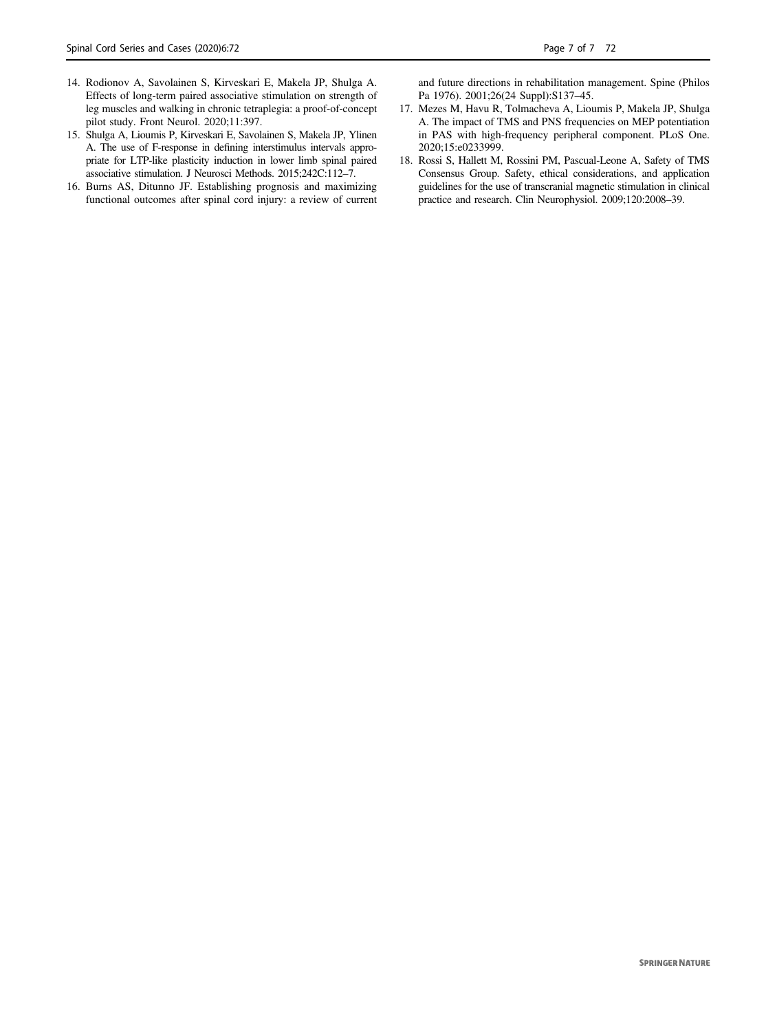14. Rodionov A, Savolainen S, Kirveskari E, Makela JP, Shulga A. Effects of long-term paired associative stimulation on strength of leg muscles and walking in chronic tetraplegia: a proof-of-concept pilot study. Front Neurol. 2020;11:397.
15. Shulga A, Lioumis P, Kirveskari E, Savolainen S, Makela JP, Ylinen A. The use of F-response in defining interstimulus intervals appropriate for LTP-like plasticity induction in lower limb spinal paired associative stimulation. J Neurosci Methods. 2015;242C:112–7.
16. Burns AS, Ditunno JF. Establishing prognosis and maximizing functional outcomes after spinal cord injury: a review of current and future directions in rehabilitation management. Spine (Philos Pa 1976). 2001;26(24 Suppl):S137–45.
17. Mezes M, Havu R, Tolmacheva A, Lioumis P, Makela JP, Shulga A. The impact of TMS and PNS frequencies on MEP potentiation in PAS with high-frequency peripheral component. PLoS One. 2020;15:e0233999.
18. Rossi S, Hallett M, Rossini PM, Pascual-Leone A, Safety of TMS Consensus Group. Safety, ethical considerations, and application guidelines for the use of transcranial magnetic stimulation in clinical practice and research. Clin Neurophysiol. 2009;120:2008–39.